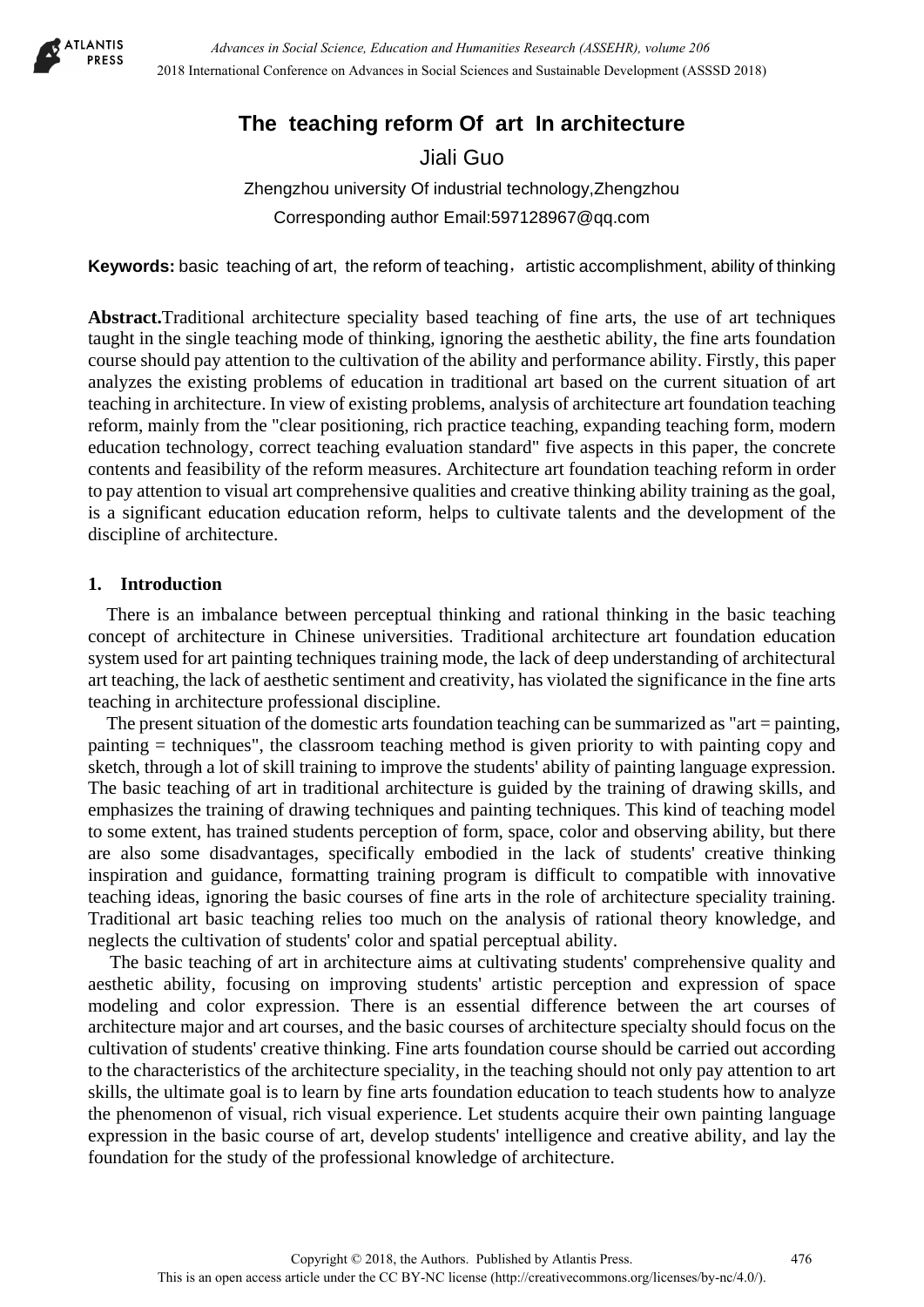# The teaching reform Of art In architecture

Jiali Guo

Zhengzhou university Of industrial technology,Zhengzhou

Corresponding author Email:597128967@qq.com

**Keywords:** basic teaching of art, the reform of teaching，artistic accomplishment, ability of thinking

**Abstract.**Traditional architecture speciality based teaching of fine arts, the use of art techniques taught in the single teaching mode of thinking, ignoring the aesthetic ability, the fine arts foundation course should pay attention to the cultivation of the ability and performance ability. Firstly, this paper analyzes the existing problems of education in traditional art based on the current situation of art teaching in architecture. In view of existing problems, analysis of architecture art foundation teaching reform, mainly from the "clear positioning, rich practice teaching, expanding teaching form, modern education technology, correct teaching evaluation standard" five aspects in this paper, the concrete contents and feasibility of the reform measures. Architecture art foundation teaching reform in order to pay attention to visual art comprehensive qualities and creative thinking ability training as the goal, is a significant education education reform, helps to cultivate talents and the development of the discipline of architecture.

## 1. Introduction

There is an imbalance between perceptual thinking and rational thinking in the basic teaching concept of architecture in Chinese universities. Traditional architecture art foundation education system used for art painting techniques training mode, the lack of deep understanding of architectural art teaching, the lack of aesthetic sentiment and creativity, has violated the significance in the fine arts teaching in architecture professional discipline.

The present situation of the domestic arts foundation teaching can be summarized as "art = painting, painting = techniques", the classroom teaching method is given priority to with painting copy and sketch, through a lot of skill training to improve the students' ability of painting language expression. The basic teaching of art in traditional architecture is guided by the training of drawing skills, and emphasizes the training of drawing techniques and painting techniques. This kind of teaching model to some extent, has trained students perception of form, space, color and observing ability, but there are also some disadvantages, specifically embodied in the lack of students' creative thinking inspiration and guidance, formatting training program is difficult to compatible with innovative teaching ideas, ignoring the basic courses of fine arts in the role of architecture speciality training. Traditional art basic teaching relies too much on the analysis of rational theory knowledge, and neglects the cultivation of students' color and spatial perceptual ability.

The basic teaching of art in architecture aims at cultivating students' comprehensive quality and aesthetic ability, focusing on improving students' artistic perception and expression of space modeling and color expression. There is an essential difference between the art courses of architecture major and art courses, and the basic courses of architecture specialty should focus on the cultivation of students' creative thinking. Fine arts foundation course should be carried out according to the characteristics of the architecture speciality, in the teaching should not only pay attention to art skills, the ultimate goal is to learn by fine arts foundation education to teach students how to analyze the phenomenon of visual, rich visual experience. Let students acquire their own painting language expression in the basic course of art, develop students' intelligence and creative ability, and lay the foundation for the study of the professional knowledge of architecture.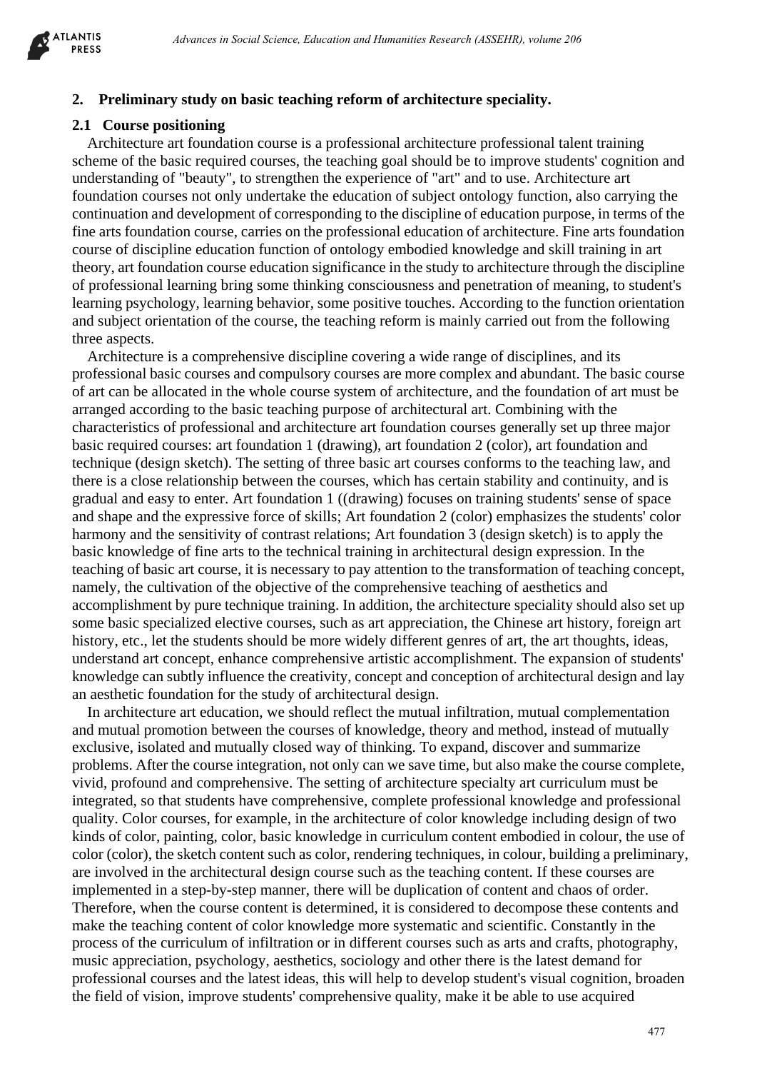## 2. Preliminary study on basic teaching reform of architecture speciality.

### 2.1 Course positioning

Architecture art foundation course is a professional architecture professional talent training scheme of the basic required courses, the teaching goal should be to improve students' cognition and understanding of "beauty", to strengthen the experience of "art" and to use. Architecture art foundation courses not only undertake the education of subject ontology function, also carrying the continuation and development of corresponding to the discipline of education purpose, in terms of the fine arts foundation course, carries on the professional education of architecture. Fine arts foundation course of discipline education function of ontology embodied knowledge and skill training in art theory, art foundation course education significance in the study to architecture through the discipline of professional learning bring some thinking consciousness and penetration of meaning, to student's learning psychology, learning behavior, some positive touches. According to the function orientation and subject orientation of the course, the teaching reform is mainly carried out from the following three aspects.

Architecture is a comprehensive discipline covering a wide range of disciplines, and its professional basic courses and compulsory courses are more complex and abundant. The basic course of art can be allocated in the whole course system of architecture, and the foundation of art must be arranged according to the basic teaching purpose of architectural art. Combining with the characteristics of professional and architecture art foundation courses generally set up three major basic required courses: art foundation 1 (drawing), art foundation 2 (color), art foundation and technique (design sketch). The setting of three basic art courses conforms to the teaching law, and there is a close relationship between the courses, which has certain stability and continuity, and is gradual and easy to enter. Art foundation 1 ((drawing) focuses on training students' sense of space and shape and the expressive force of skills; Art foundation 2 (color) emphasizes the students' color harmony and the sensitivity of contrast relations; Art foundation 3 (design sketch) is to apply the basic knowledge of fine arts to the technical training in architectural design expression. In the teaching of basic art course, it is necessary to pay attention to the transformation of teaching concept, namely, the cultivation of the objective of the comprehensive teaching of aesthetics and accomplishment by pure technique training. In addition, the architecture speciality should also set up some basic specialized elective courses, such as art appreciation, the Chinese art history, foreign art history, etc., let the students should be more widely different genres of art, the art thoughts, ideas, understand art concept, enhance comprehensive artistic accomplishment. The expansion of students' knowledge can subtly influence the creativity, concept and conception of architectural design and lay an aesthetic foundation for the study of architectural design.

In architecture art education, we should reflect the mutual infiltration, mutual complementation and mutual promotion between the courses of knowledge, theory and method, instead of mutually exclusive, isolated and mutually closed way of thinking. To expand, discover and summarize problems. After the course integration, not only can we save time, but also make the course complete, vivid, profound and comprehensive. The setting of architecture specialty art curriculum must be integrated, so that students have comprehensive, complete professional knowledge and professional quality. Color courses, for example, in the architecture of color knowledge including design of two kinds of color, painting, color, basic knowledge in curriculum content embodied in colour, the use of color (color), the sketch content such as color, rendering techniques, in colour, building a preliminary, are involved in the architectural design course such as the teaching content. If these courses are implemented in a step-by-step manner, there will be duplication of content and chaos of order. Therefore, when the course content is determined, it is considered to decompose these contents and make the teaching content of color knowledge more systematic and scientific. Constantly in the process of the curriculum of infiltration or in different courses such as arts and crafts, photography, music appreciation, psychology, aesthetics, sociology and other there is the latest demand for professional courses and the latest ideas, this will help to develop student's visual cognition, broaden the field of vision, improve students' comprehensive quality, make it be able to use acquired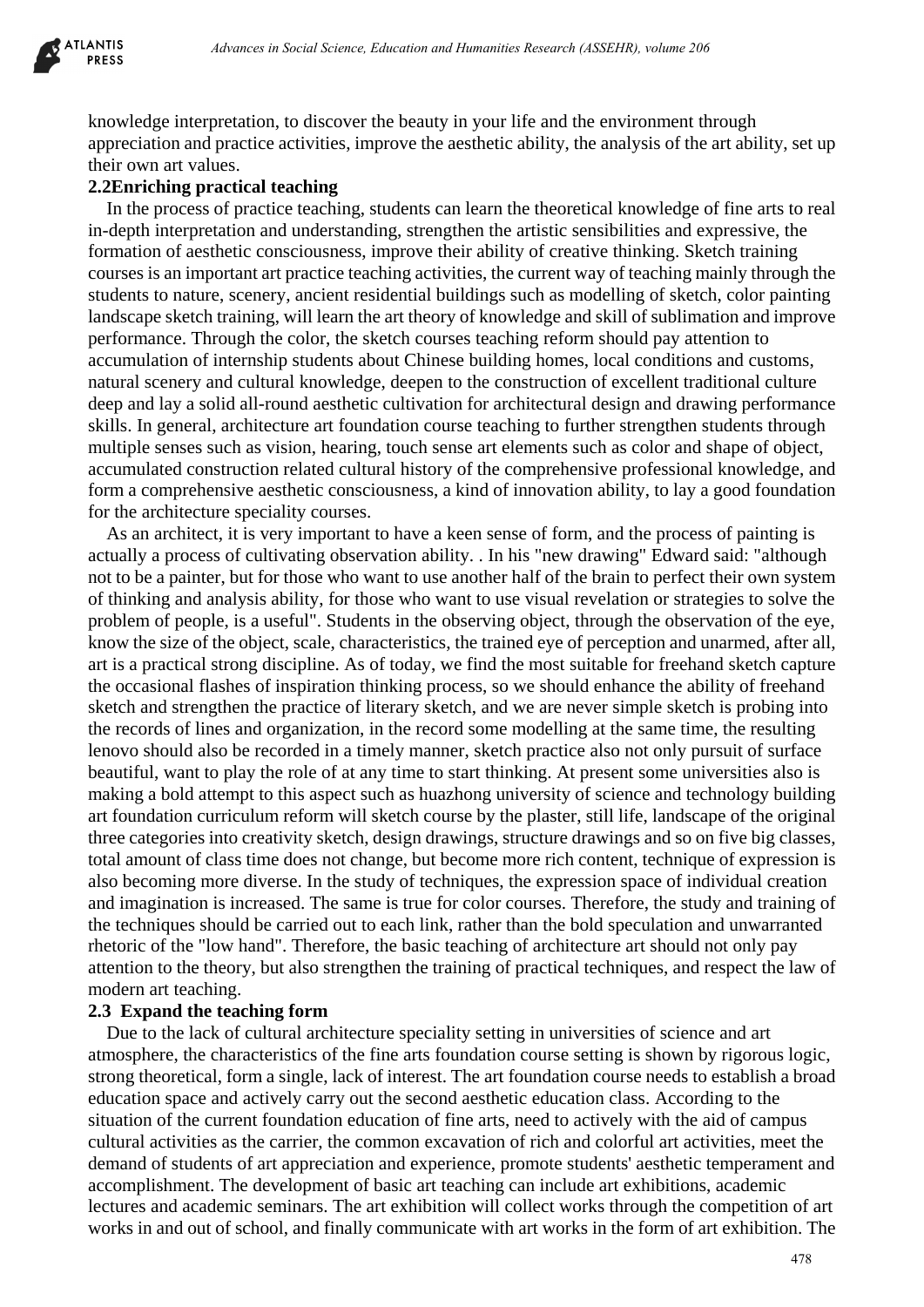knowledge interpretation, to discover the beauty in your life and the environment through appreciation and practice activities, improve the aesthetic ability, the analysis of the art ability, set up their own art values.

### 2.2Enriching practical teaching

In the process of practice teaching, students can learn the theoretical knowledge of fine arts to real in-depth interpretation and understanding, strengthen the artistic sensibilities and expressive, the formation of aesthetic consciousness, improve their ability of creative thinking. Sketch training courses is an important art practice teaching activities, the current way of teaching mainly through the students to nature, scenery, ancient residential buildings such as modelling of sketch, color painting landscape sketch training, will learn the art theory of knowledge and skill of sublimation and improve performance. Through the color, the sketch courses teaching reform should pay attention to accumulation of internship students about Chinese building homes, local conditions and customs, natural scenery and cultural knowledge, deepen to the construction of excellent traditional culture deep and lay a solid all-round aesthetic cultivation for architectural design and drawing performance skills. In general, architecture art foundation course teaching to further strengthen students through multiple senses such as vision, hearing, touch sense art elements such as color and shape of object, accumulated construction related cultural history of the comprehensive professional knowledge, and form a comprehensive aesthetic consciousness, a kind of innovation ability, to lay a good foundation for the architecture speciality courses.

As an architect, it is very important to have a keen sense of form, and the process of painting is actually a process of cultivating observation ability. . In his "new drawing" Edward said: "although not to be a painter, but for those who want to use another half of the brain to perfect their own system of thinking and analysis ability, for those who want to use visual revelation or strategies to solve the problem of people, is a useful". Students in the observing object, through the observation of the eye, know the size of the object, scale, characteristics, the trained eye of perception and unarmed, after all, art is a practical strong discipline. As of today, we find the most suitable for freehand sketch capture the occasional flashes of inspiration thinking process, so we should enhance the ability of freehand sketch and strengthen the practice of literary sketch, and we are never simple sketch is probing into the records of lines and organization, in the record some modelling at the same time, the resulting lenovo should also be recorded in a timely manner, sketch practice also not only pursuit of surface beautiful, want to play the role of at any time to start thinking. At present some universities also is making a bold attempt to this aspect such as huazhong university of science and technology building art foundation curriculum reform will sketch course by the plaster, still life, landscape of the original three categories into creativity sketch, design drawings, structure drawings and so on five big classes, total amount of class time does not change, but become more rich content, technique of expression is also becoming more diverse. In the study of techniques, the expression space of individual creation and imagination is increased. The same is true for color courses. Therefore, the study and training of the techniques should be carried out to each link, rather than the bold speculation and unwarranted rhetoric of the "low hand". Therefore, the basic teaching of architecture art should not only pay attention to the theory, but also strengthen the training of practical techniques, and respect the law of modern art teaching.

### 2.3 Expand the teaching form

Due to the lack of cultural architecture speciality setting in universities of science and art atmosphere, the characteristics of the fine arts foundation course setting is shown by rigorous logic, strong theoretical, form a single, lack of interest. The art foundation course needs to establish a broad education space and actively carry out the second aesthetic education class. According to the situation of the current foundation education of fine arts, need to actively with the aid of campus cultural activities as the carrier, the common excavation of rich and colorful art activities, meet the demand of students of art appreciation and experience, promote students' aesthetic temperament and accomplishment. The development of basic art teaching can include art exhibitions, academic lectures and academic seminars. The art exhibition will collect works through the competition of art works in and out of school, and finally communicate with art works in the form of art exhibition. The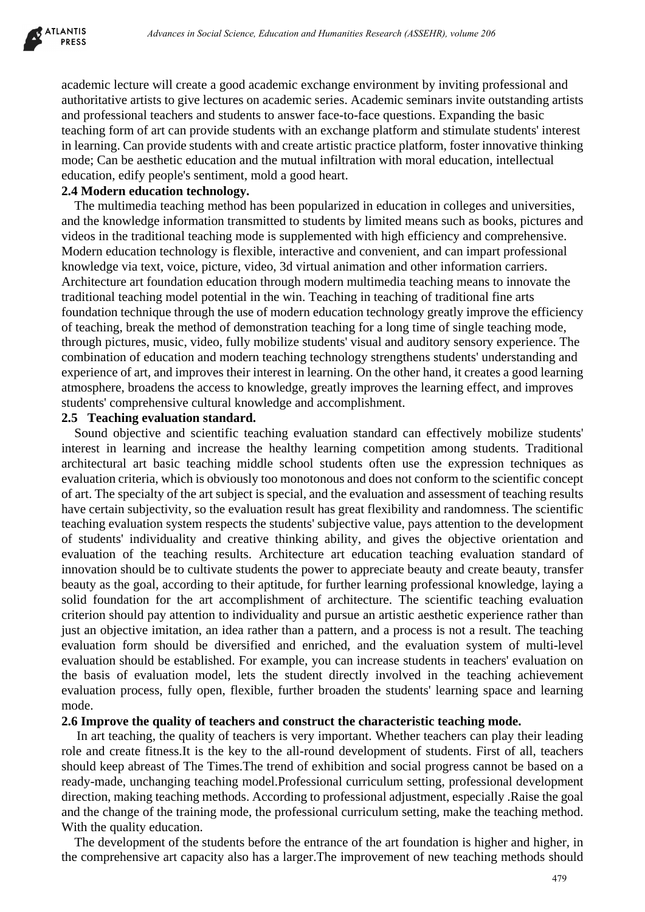academic lecture will create a good academic exchange environment by inviting professional and authoritative artists to give lectures on academic series. Academic seminars invite outstanding artists and professional teachers and students to answer face-to-face questions. Expanding the basic teaching form of art can provide students with an exchange platform and stimulate students' interest in learning. Can provide students with and create artistic practice platform, foster innovative thinking mode; Can be aesthetic education and the mutual infiltration with moral education, intellectual education, edify people's sentiment, mold a good heart.

### 2.4 Modern education technology.

The multimedia teaching method has been popularized in education in colleges and universities, and the knowledge information transmitted to students by limited means such as books, pictures and videos in the traditional teaching mode is supplemented with high efficiency and comprehensive. Modern education technology is flexible, interactive and convenient, and can impart professional knowledge via text, voice, picture, video, 3d virtual animation and other information carriers. Architecture art foundation education through modern multimedia teaching means to innovate the traditional teaching model potential in the win. Teaching in teaching of traditional fine arts foundation technique through the use of modern education technology greatly improve the efficiency of teaching, break the method of demonstration teaching for a long time of single teaching mode, through pictures, music, video, fully mobilize students' visual and auditory sensory experience. The combination of education and modern teaching technology strengthens students' understanding and experience of art, and improves their interest in learning. On the other hand, it creates a good learning atmosphere, broadens the access to knowledge, greatly improves the learning effect, and improves students' comprehensive cultural knowledge and accomplishment.

### 2.5 Teaching evaluation standard.

Sound objective and scientific teaching evaluation standard can effectively mobilize students' interest in learning and increase the healthy learning competition among students. Traditional architectural art basic teaching middle school students often use the expression techniques as evaluation criteria, which is obviously too monotonous and does not conform to the scientific concept of art. The specialty of the art subject is special, and the evaluation and assessment of teaching results have certain subjectivity, so the evaluation result has great flexibility and randomness. The scientific teaching evaluation system respects the students' subjective value, pays attention to the development of students' individuality and creative thinking ability, and gives the objective orientation and evaluation of the teaching results. Architecture art education teaching evaluation standard of innovation should be to cultivate students the power to appreciate beauty and create beauty, transfer beauty as the goal, according to their aptitude, for further learning professional knowledge, laying a solid foundation for the art accomplishment of architecture. The scientific teaching evaluation criterion should pay attention to individuality and pursue an artistic aesthetic experience rather than just an objective imitation, an idea rather than a pattern, and a process is not a result. The teaching evaluation form should be diversified and enriched, and the evaluation system of multi-level evaluation should be established. For example, you can increase students in teachers' evaluation on the basis of evaluation model, lets the student directly involved in the teaching achievement evaluation process, fully open, flexible, further broaden the students' learning space and learning mode.

### 2.6 Improve the quality of teachers and construct the characteristic teaching mode.

In art teaching, the quality of teachers is very important. Whether teachers can play their leading role and create fitness.It is the key to the all-round development of students. First of all, teachers should keep abreast of The Times.The trend of exhibition and social progress cannot be based on a ready-made, unchanging teaching model.Professional curriculum setting, professional development direction, making teaching methods. According to professional adjustment, especially .Raise the goal and the change of the training mode, the professional curriculum setting, make the teaching method. With the quality education.

The development of the students before the entrance of the art foundation is higher and higher, in the comprehensive art capacity also has a larger.The improvement of new teaching methods should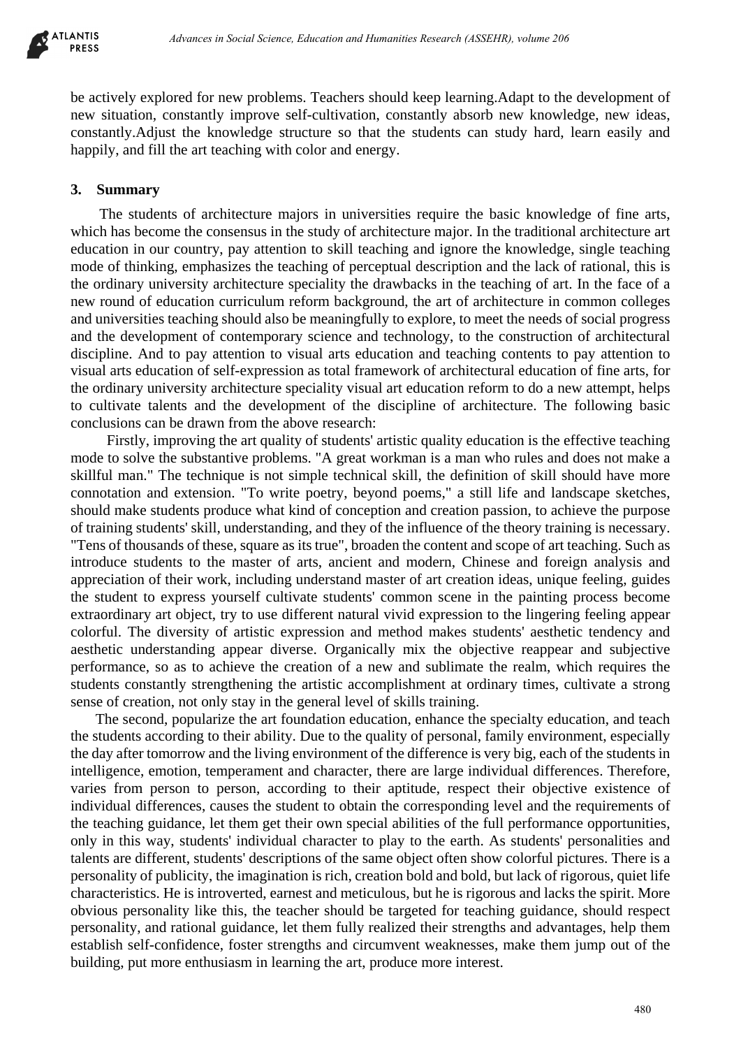be actively explored for new problems. Teachers should keep learning.Adapt to the development of new situation, constantly improve self-cultivation, constantly absorb new knowledge, new ideas, constantly.Adjust the knowledge structure so that the students can study hard, learn easily and happily, and fill the art teaching with color and energy.

## 3. Summary

The students of architecture majors in universities require the basic knowledge of fine arts, which has become the consensus in the study of architecture major. In the traditional architecture art education in our country, pay attention to skill teaching and ignore the knowledge, single teaching mode of thinking, emphasizes the teaching of perceptual description and the lack of rational, this is the ordinary university architecture speciality the drawbacks in the teaching of art. In the face of a new round of education curriculum reform background, the art of architecture in common colleges and universities teaching should also be meaningfully to explore, to meet the needs of social progress and the development of contemporary science and technology, to the construction of architectural discipline. And to pay attention to visual arts education and teaching contents to pay attention to visual arts education of self-expression as total framework of architectural education of fine arts, for the ordinary university architecture speciality visual art education reform to do a new attempt, helps to cultivate talents and the development of the discipline of architecture. The following basic conclusions can be drawn from the above research:

Firstly, improving the art quality of students' artistic quality education is the effective teaching mode to solve the substantive problems. "A great workman is a man who rules and does not make a skillful man." The technique is not simple technical skill, the definition of skill should have more connotation and extension. "To write poetry, beyond poems," a still life and landscape sketches, should make students produce what kind of conception and creation passion, to achieve the purpose of training students' skill, understanding, and they of the influence of the theory training is necessary. "Tens of thousands of these, square as its true", broaden the content and scope of art teaching. Such as introduce students to the master of arts, ancient and modern, Chinese and foreign analysis and appreciation of their work, including understand master of art creation ideas, unique feeling, guides the student to express yourself cultivate students' common scene in the painting process become extraordinary art object, try to use different natural vivid expression to the lingering feeling appear colorful. The diversity of artistic expression and method makes students' aesthetic tendency and aesthetic understanding appear diverse. Organically mix the objective reappear and subjective performance, so as to achieve the creation of a new and sublimate the realm, which requires the students constantly strengthening the artistic accomplishment at ordinary times, cultivate a strong sense of creation, not only stay in the general level of skills training.

The second, popularize the art foundation education, enhance the specialty education, and teach the students according to their ability. Due to the quality of personal, family environment, especially the day after tomorrow and the living environment of the difference is very big, each of the students in intelligence, emotion, temperament and character, there are large individual differences. Therefore, varies from person to person, according to their aptitude, respect their objective existence of individual differences, causes the student to obtain the corresponding level and the requirements of the teaching guidance, let them get their own special abilities of the full performance opportunities, only in this way, students' individual character to play to the earth. As students' personalities and talents are different, students' descriptions of the same object often show colorful pictures. There is a personality of publicity, the imagination is rich, creation bold and bold, but lack of rigorous, quiet life characteristics. He is introverted, earnest and meticulous, but he is rigorous and lacks the spirit. More obvious personality like this, the teacher should be targeted for teaching guidance, should respect personality, and rational guidance, let them fully realized their strengths and advantages, help them establish self-confidence, foster strengths and circumvent weaknesses, make them jump out of the building, put more enthusiasm in learning the art, produce more interest.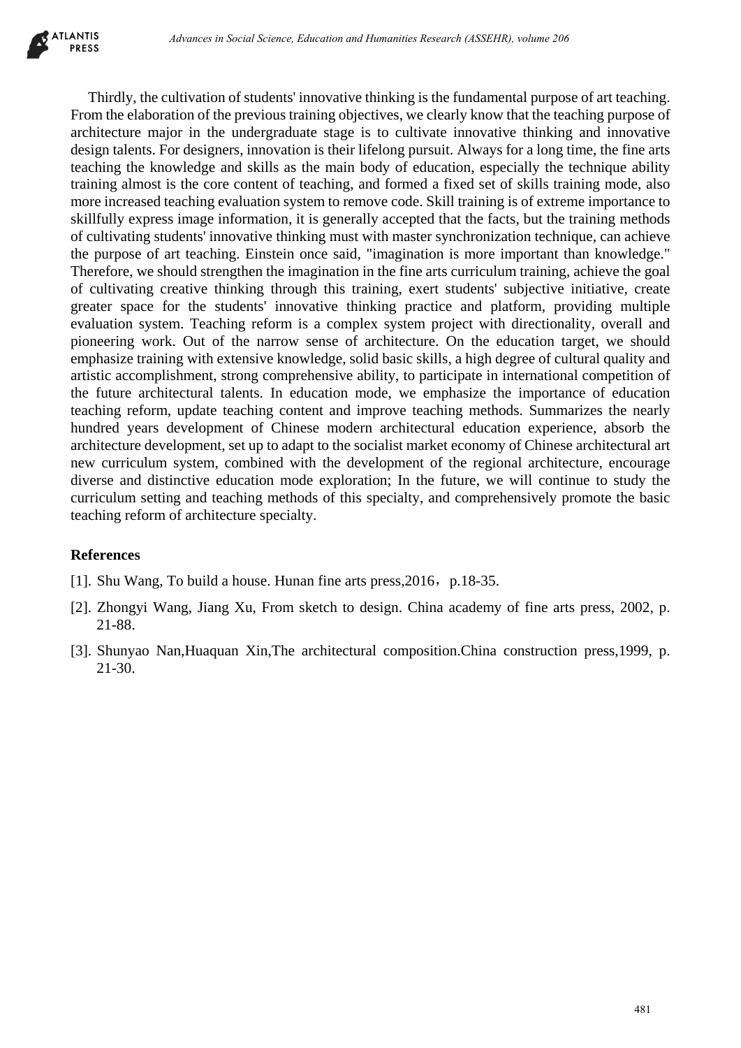Thirdly, the cultivation of students' innovative thinking is the fundamental purpose of art teaching. From the elaboration of the previous training objectives, we clearly know that the teaching purpose of architecture major in the undergraduate stage is to cultivate innovative thinking and innovative design talents. For designers, innovation is their lifelong pursuit. Always for a long time, the fine arts teaching the knowledge and skills as the main body of education, especially the technique ability training almost is the core content of teaching, and formed a fixed set of skills training mode, also more increased teaching evaluation system to remove code. Skill training is of extreme importance to skillfully express image information, it is generally accepted that the facts, but the training methods of cultivating students' innovative thinking must with master synchronization technique, can achieve the purpose of art teaching. Einstein once said, "imagination is more important than knowledge." Therefore, we should strengthen the imagination in the fine arts curriculum training, achieve the goal of cultivating creative thinking through this training, exert students' subjective initiative, create greater space for the students' innovative thinking practice and platform, providing multiple evaluation system. Teaching reform is a complex system project with directionality, overall and pioneering work. Out of the narrow sense of architecture. On the education target, we should emphasize training with extensive knowledge, solid basic skills, a high degree of cultural quality and artistic accomplishment, strong comprehensive ability, to participate in international competition of the future architectural talents. In education mode, we emphasize the importance of education teaching reform, update teaching content and improve teaching methods. Summarizes the nearly hundred years development of Chinese modern architectural education experience, absorb the architecture development, set up to adapt to the socialist market economy of Chinese architectural art new curriculum system, combined with the development of the regional architecture, encourage diverse and distinctive education mode exploration; In the future, we will continue to study the curriculum setting and teaching methods of this specialty, and comprehensively promote the basic teaching reform of architecture specialty.

## References

[1]. Shu Wang, To build a house. Hunan fine arts press,2016，p.18-35.

[2]. Zhongyi Wang, Jiang Xu, From sketch to design. China academy of fine arts press, 2002, p. 21-88.

[3]. Shunyao Nan,Huaquan Xin,The architectural composition.China construction press,1999, p. 21-30.